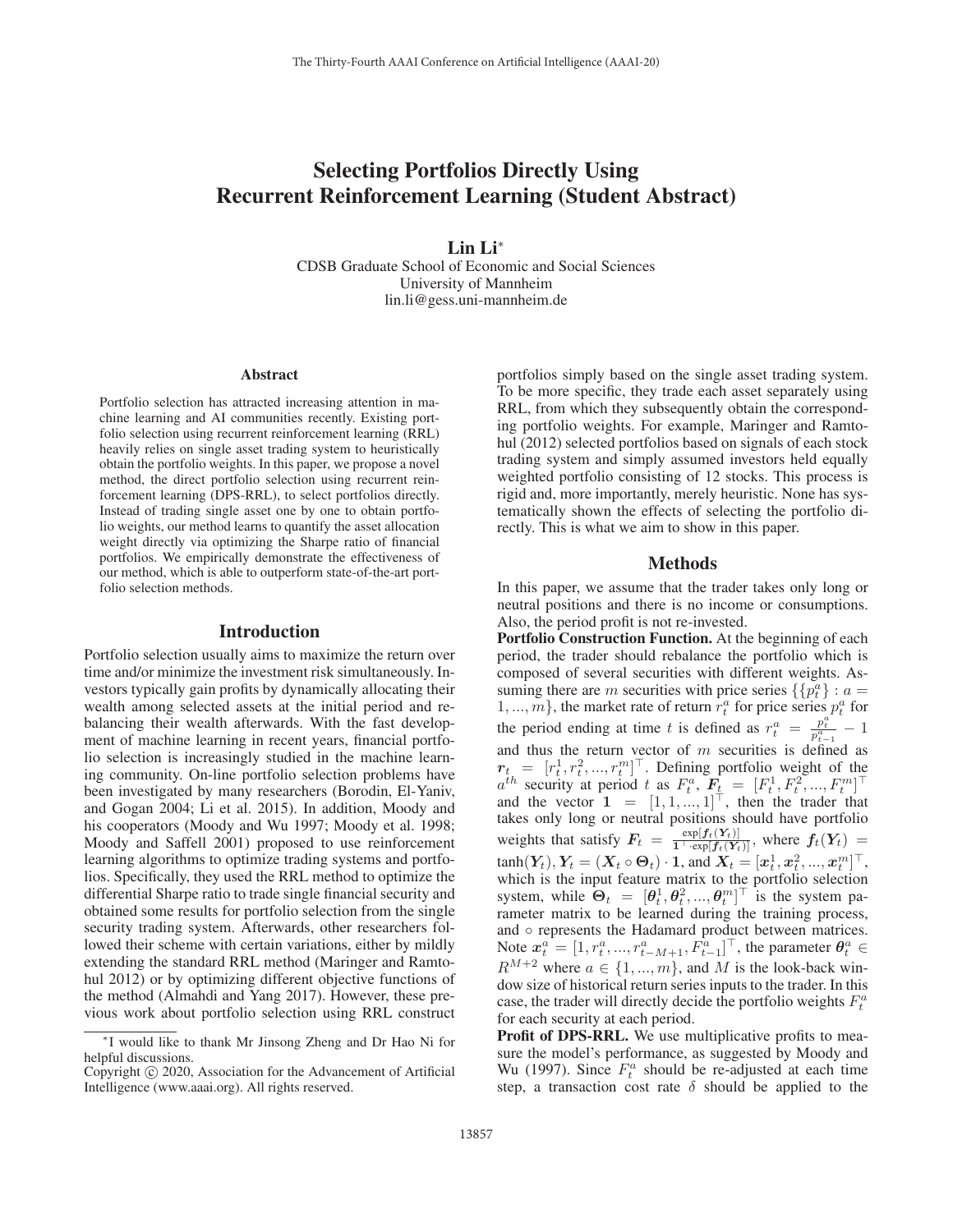# Selecting Portfolios Directly Using Recurrent Reinforcement Learning (Student Abstract)

**Lin Li**[*]

CDSB Graduate School of Economic and Social Sciences
University of Mannheim
lin.li@gess.uni-mannheim.de

## Abstract

Portfolio selection has attracted increasing attention in machine learning and AI communities recently. Existing portfolio selection using recurrent reinforcement learning (RRL) heavily relies on single asset trading system to heuristically obtain the portfolio weights. In this paper, we propose a novel method, the direct portfolio selection using recurrent reinforcement learning (DPS-RRL), to select portfolios directly. Instead of trading single asset one by one to obtain portfolio weights, our method learns to quantify the asset allocation weight directly via optimizing the Sharpe ratio of financial portfolios. We empirically demonstrate the effectiveness of our method, which is able to outperform state-of-the-art portfolio selection methods.

## Introduction

Portfolio selection usually aims to maximize the return over time and/or minimize the investment risk simultaneously. Investors typically gain profits by dynamically allocating their wealth among selected assets at the initial period and rebalancing their wealth afterwards. With the fast development of machine learning in recent years, financial portfolio selection is increasingly studied in the machine learning community. On-line portfolio selection problems have been investigated by many researchers (Borodin, El-Yaniv, and Gogan 2004; Li et al. 2015). In addition, Moody and his cooperators (Moody and Wu 1997; Moody et al. 1998; Moody and Saffell 2001) proposed to use reinforcement learning algorithms to optimize trading systems and portfolios. Specifically, they used the RRL method to optimize the differential Sharpe ratio to trade single financial security and obtained some results for portfolio selection from the single security trading system. Afterwards, other researchers followed their scheme with certain variations, either by mildly extending the standard RRL method (Maringer and Ramtohul 2012) or by optimizing different objective functions of the method (Almahdi and Yang 2017). However, these previous work about portfolio selection using RRL construct portfolios simply based on the single asset trading system. To be more specific, they trade each asset separately using RRL, from which they subsequently obtain the corresponding portfolio weights. For example, Maringer and Ramtohul (2012) selected portfolios based on signals of each stock trading system and simply assumed investors held equally weighted portfolio consisting of 12 stocks. This process is rigid and, more importantly, merely heuristic. None has systematically shown the effects of selecting the portfolio directly. This is what we aim to show in this paper.

## Methods

In this paper, we assume that the trader takes only long or neutral positions and there is no income or consumptions. Also, the period profit is not re-invested.

**Portfolio Construction Function.** At the beginning of each period, the trader should rebalance the portfolio which is composed of several securities with different weights. Assuming there are $m$ securities with price series $\{\{p_t^a\} : a = 1, ..., m\}$, the market rate of return $r_t^a$ for price series $p_t^a$ for the period ending at time $t$ is defined as $r_t^a = \frac{p_t^a}{p_{t-1}^a} - 1$ and thus the return vector of $m$ securities is defined as $\boldsymbol{r}_t = [r_t^1, r_t^2, ..., r_t^m]^\top$. Defining portfolio weight of the $a^{th}$ security at period $t$ as $F_t^a$, $\boldsymbol{F}_t = [F_t^1, F_t^2, ..., F_t^m]^\top$ and the vector $\boldsymbol{1} = [1, 1, ..., 1]^\top$, then the trader that takes only long or neutral positions should have portfolio weights that satisfy $\boldsymbol{F}_t = \frac{\exp[\boldsymbol{f}_t(\boldsymbol{Y}_t)]}{\boldsymbol{1}^\top \cdot \exp[\boldsymbol{f}_t(\boldsymbol{Y}_t)]}$, where $\boldsymbol{f}_t(\boldsymbol{Y}_t) = \tanh(\boldsymbol{Y}_t)$, $\boldsymbol{Y}_t = (\boldsymbol{X}_t \circ \boldsymbol{\Theta}_t) \cdot \boldsymbol{1}$, and $\boldsymbol{X}_t = [\boldsymbol{x}_t^1, \boldsymbol{x}_t^2, ..., \boldsymbol{x}_t^m]^\top$, which is the input feature matrix to the portfolio selection system, while $\boldsymbol{\Theta}_t = [\boldsymbol{\theta}_t^1, \boldsymbol{\theta}_t^2, ..., \boldsymbol{\theta}_t^m]^\top$ is the system parameter matrix to be learned during the training process, and $\circ$ represents the Hadamard product between matrices. Note $\boldsymbol{x}_t^a = [1, r_t^a, ..., r_{t-M+1}^a, F_{t-1}^a]^\top$, the parameter $\boldsymbol{\theta}_t^a \in R^{M+2}$ where $a \in \{1, ..., m\}$, and $M$ is the look-back window size of historical return series inputs to the trader. In this case, the trader will directly decide the portfolio weights $F_t^a$ for each security at each period.

**Profit of DPS-RRL.** We use multiplicative profits to measure the model's performance, as suggested by Moody and Wu (1997). Since $F_t^a$ should be re-adjusted at each time step, a transaction cost rate $\delta$ should be applied to the

---

[*] I would like to thank Mr Jinsong Zheng and Dr Hao Ni for helpful discussions.

Copyright © 2020, Association for the Advancement of Artificial Intelligence (www.aaai.org). All rights reserved.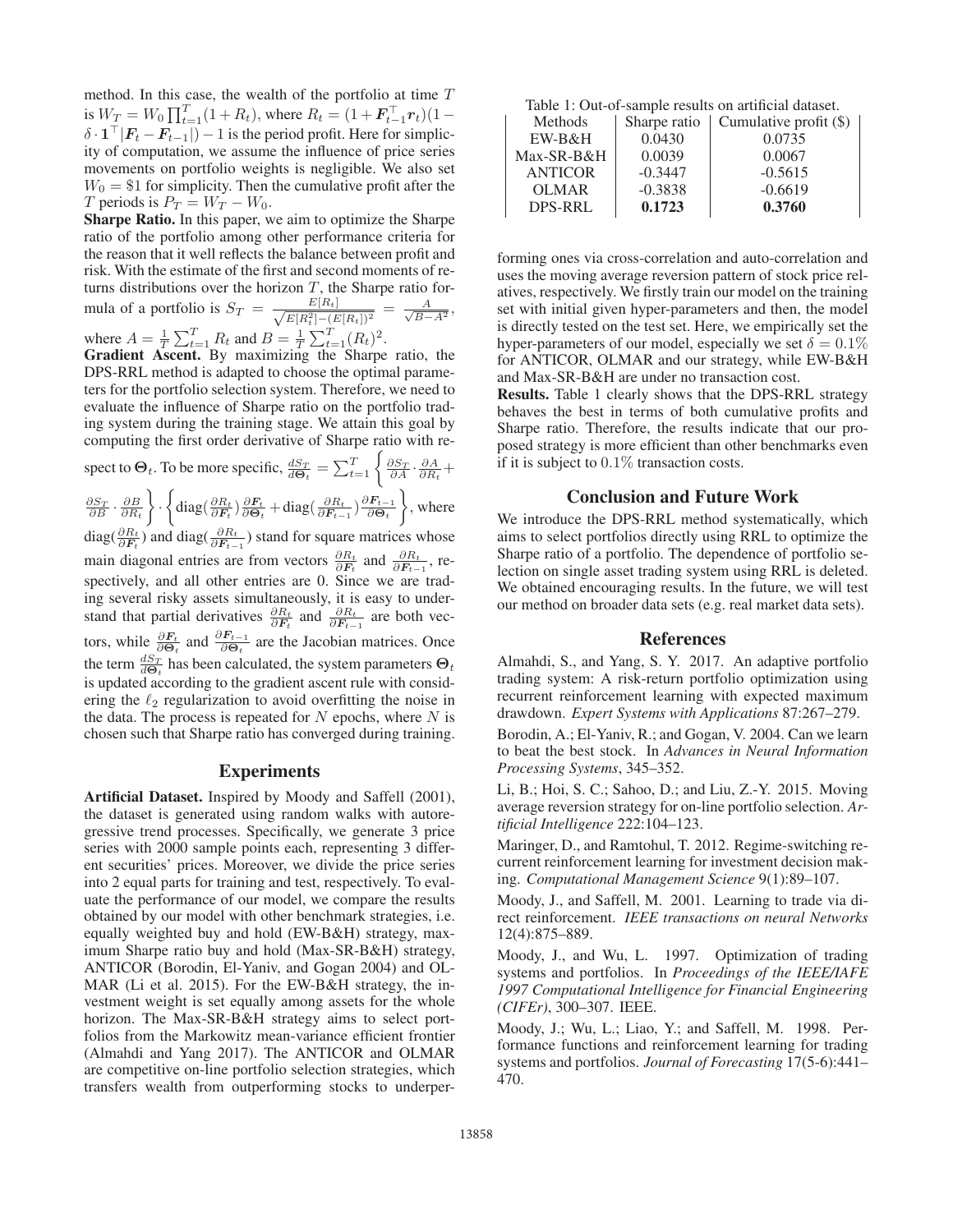method. In this case, the wealth of the portfolio at time $T$ is $W_T = W_0 \prod_{t=1}^{T}(1+R_t)$, where $R_t = (1+\boldsymbol{F}_{t-1}^\top \boldsymbol{r}_t)(1-\delta \cdot \mathbf{1}^\top |\boldsymbol{F}_t - \boldsymbol{F}_{t-1}|) - 1$ is the period profit. Here for simplicity of computation, we assume the influence of price series movements on portfolio weights is negligible. We also set $W_0 = \$1$ for simplicity. Then the cumulative profit after the $T$ periods is $P_T = W_T - W_0$.

**Sharpe Ratio.** In this paper, we aim to optimize the Sharpe ratio of the portfolio among other performance criteria for the reason that it well reflects the balance between profit and risk. With the estimate of the first and second moments of returns distributions over the horizon $T$, the Sharpe ratio formula of a portfolio is $S_T = \frac{E[R_t]}{\sqrt{E[R_t^2]-(E[R_t])^2}} = \frac{A}{\sqrt{B-A^2}}$, where $A = \frac{1}{T}\sum_{t=1}^{T} R_t$ and $B = \frac{1}{T}\sum_{t=1}^{T}(R_t)^2$.

**Gradient Ascent.** By maximizing the Sharpe ratio, the DPS-RRL method is adapted to choose the optimal parameters for the portfolio selection system. Therefore, we need to evaluate the influence of Sharpe ratio on the portfolio trading system during the training stage. We attain this goal by computing the first order derivative of Sharpe ratio with respect to $\boldsymbol{\Theta}_t$. To be more specific, $\frac{dS_T}{d\boldsymbol{\Theta}_t} = \sum_{t=1}^{T}\left\{\frac{\partial S_T}{\partial A}\cdot\frac{\partial A}{\partial R_t} + \frac{\partial S_T}{\partial B}\cdot\frac{\partial B}{\partial R_t}\right\}\cdot\left\{\text{diag}(\frac{\partial R_t}{\partial \boldsymbol{F}_t})\frac{\partial \boldsymbol{F}_t}{\partial \boldsymbol{\Theta}_t} + \text{diag}(\frac{\partial R_t}{\partial \boldsymbol{F}_{t-1}})\frac{\partial \boldsymbol{F}_{t-1}}{\partial \boldsymbol{\Theta}_t}\right\}$, where $\text{diag}(\frac{\partial R_t}{\partial \boldsymbol{F}_t})$ and $\text{diag}(\frac{\partial R_t}{\partial \boldsymbol{F}_{t-1}})$ stand for square matrices whose main diagonal entries are from vectors $\frac{\partial R_t}{\partial \boldsymbol{F}_t}$ and $\frac{\partial R_t}{\partial \boldsymbol{F}_{t-1}}$, respectively, and all other entries are 0. Since we are trading several risky assets simultaneously, it is easy to understand that partial derivatives $\frac{\partial R_t}{\partial \boldsymbol{F}_t}$ and $\frac{\partial R_t}{\partial \boldsymbol{F}_{t-1}}$ are both vectors, while $\frac{\partial \boldsymbol{F}_t}{\partial \boldsymbol{\Theta}_t}$ and $\frac{\partial \boldsymbol{F}_{t-1}}{\partial \boldsymbol{\Theta}_t}$ are the Jacobian matrices. Once the term $\frac{dS_T}{d\boldsymbol{\Theta}_t}$ has been calculated, the system parameters $\boldsymbol{\Theta}_t$ is updated according to the gradient ascent rule with considering the $\ell_2$ regularization to avoid overfitting the noise in the data. The process is repeated for $N$ epochs, where $N$ is chosen such that Sharpe ratio has converged during training.

## Experiments

**Artificial Dataset.** Inspired by Moody and Saffell (2001), the dataset is generated using random walks with autoregressive trend processes. Specifically, we generate 3 price series with 2000 sample points each, representing 3 different securities' prices. Moreover, we divide the price series into 2 equal parts for training and test, respectively. To evaluate the performance of our model, we compare the results obtained by our model with other benchmark strategies, i.e. equally weighted buy and hold (EW-B&H) strategy, maximum Sharpe ratio buy and hold (Max-SR-B&H) strategy, ANTICOR (Borodin, El-Yaniv, and Gogan 2004) and OLMAR (Li et al. 2015). For the EW-B&H strategy, the investment weight is set equally among assets for the whole horizon. The Max-SR-B&H strategy aims to select portfolios from the Markowitz mean-variance efficient frontier (Almahdi and Yang 2017). The ANTICOR and OLMAR are competitive on-line portfolio selection strategies, which transfers wealth from outperforming stocks to underperforming ones via cross-correlation and auto-correlation and uses the moving average reversion pattern of stock price relatives, respectively. We firstly train our model on the training set with initial given hyper-parameters and then, the model is directly tested on the test set. Here, we empirically set the hyper-parameters of our model, especially we set $\delta = 0.1\%$ for ANTICOR, OLMAR and our strategy, while EW-B&H and Max-SR-B&H are under no transaction cost.

Table 1: Out-of-sample results on artificial dataset.

| Methods | Sharpe ratio | Cumulative profit ($) |
|---|---|---|
| EW-B&H | 0.0430 | 0.0735 |
| Max-SR-B&H | 0.0039 | 0.0067 |
| ANTICOR | -0.3447 | -0.5615 |
| OLMAR | -0.3838 | -0.6619 |
| DPS-RRL | **0.1723** | **0.3760** |

**Results.** Table 1 clearly shows that the DPS-RRL strategy behaves the best in terms of both cumulative profits and Sharpe ratio. Therefore, the results indicate that our proposed strategy is more efficient than other benchmarks even if it is subject to $0.1\%$ transaction costs.

## Conclusion and Future Work

We introduce the DPS-RRL method systematically, which aims to select portfolios directly using RRL to optimize the Sharpe ratio of a portfolio. The dependence of portfolio selection on single asset trading system using RRL is deleted. We obtained encouraging results. In the future, we will test our method on broader data sets (e.g. real market data sets).

## References

Almahdi, S., and Yang, S. Y. 2017. An adaptive portfolio trading system: A risk-return portfolio optimization using recurrent reinforcement learning with expected maximum drawdown. *Expert Systems with Applications* 87:267–279.

Borodin, A.; El-Yaniv, R.; and Gogan, V. 2004. Can we learn to beat the best stock. In *Advances in Neural Information Processing Systems*, 345–352.

Li, B.; Hoi, S. C.; Sahoo, D.; and Liu, Z.-Y. 2015. Moving average reversion strategy for on-line portfolio selection. *Artificial Intelligence* 222:104–123.

Maringer, D., and Ramtohul, T. 2012. Regime-switching recurrent reinforcement learning for investment decision making. *Computational Management Science* 9(1):89–107.

Moody, J., and Saffell, M. 2001. Learning to trade via direct reinforcement. *IEEE transactions on neural Networks* 12(4):875–889.

Moody, J., and Wu, L. 1997. Optimization of trading systems and portfolios. In *Proceedings of the IEEE/IAFE 1997 Computational Intelligence for Financial Engineering (CIFEr)*, 300–307. IEEE.

Moody, J.; Wu, L.; Liao, Y.; and Saffell, M. 1998. Performance functions and reinforcement learning for trading systems and portfolios. *Journal of Forecasting* 17(5-6):441–470.